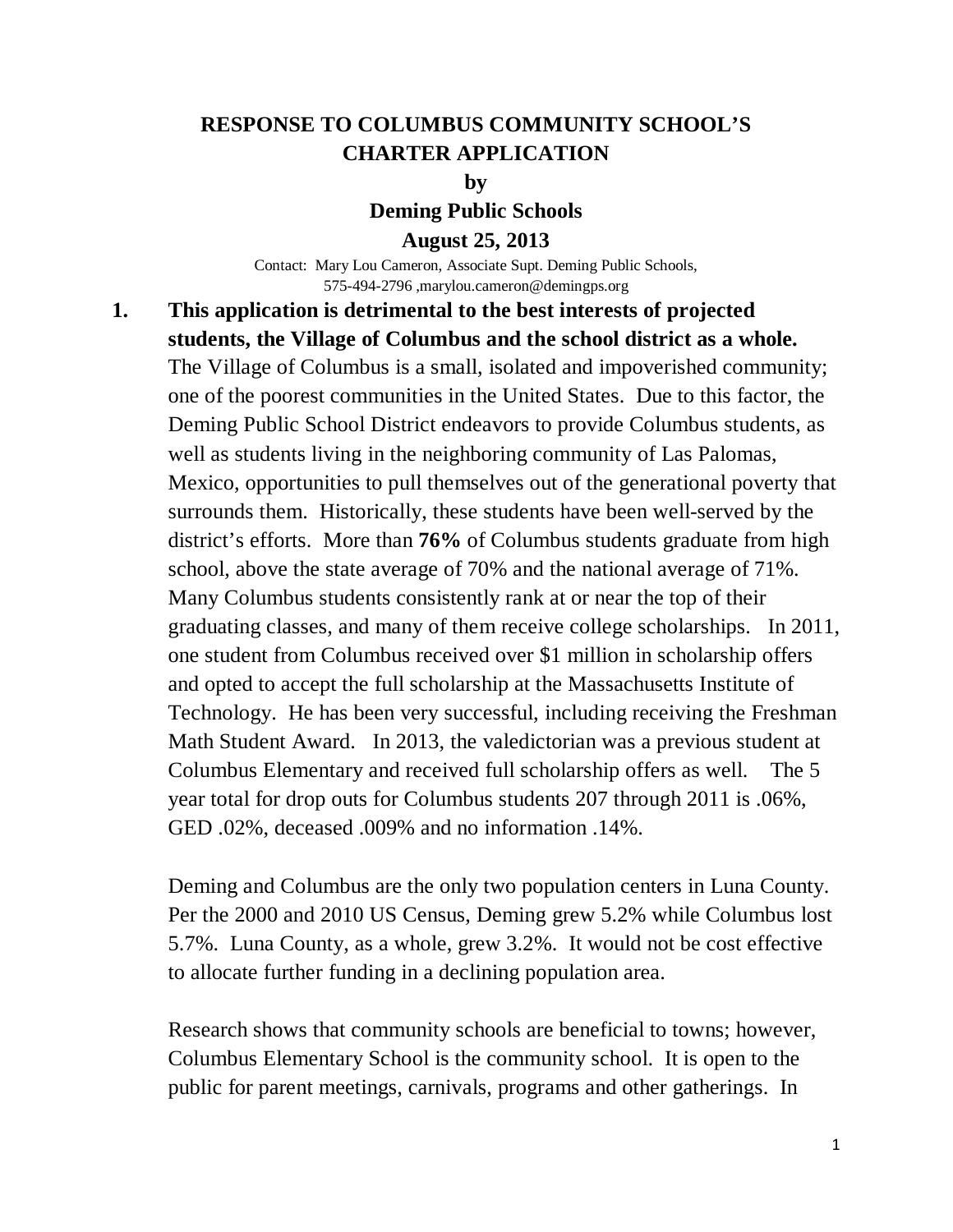# RESPONSE TO COLUMBUS COMMUNITY SCHOOL'S CHARTER APPLICATION

**by**

**Deming Public Schools**

**August 25, 2013**

Contact: Mary Lou Cameron, Associate Supt. Deming Public Schools, 575-494-2796 ,marylou.cameron@demingps.org

1. **This application is detrimental to the best interests of projected students, the Village of Columbus and the school district as a whole.** The Village of Columbus is a small, isolated and impoverished community; one of the poorest communities in the United States. Due to this factor, the Deming Public School District endeavors to provide Columbus students, as well as students living in the neighboring community of Las Palomas, Mexico, opportunities to pull themselves out of the generational poverty that surrounds them. Historically, these students have been well-served by the district's efforts. More than **76%** of Columbus students graduate from high school, above the state average of 70% and the national average of 71%. Many Columbus students consistently rank at or near the top of their graduating classes, and many of them receive college scholarships. In 2011, one student from Columbus received over $1 million in scholarship offers and opted to accept the full scholarship at the Massachusetts Institute of Technology. He has been very successful, including receiving the Freshman Math Student Award. In 2013, the valedictorian was a previous student at Columbus Elementary and received full scholarship offers as well. The 5 year total for drop outs for Columbus students 207 through 2011 is .06%, GED .02%, deceased .009% and no information .14%.

   Deming and Columbus are the only two population centers in Luna County. Per the 2000 and 2010 US Census, Deming grew 5.2% while Columbus lost 5.7%. Luna County, as a whole, grew 3.2%. It would not be cost effective to allocate further funding in a declining population area.

   Research shows that community schools are beneficial to towns; however, Columbus Elementary School is the community school. It is open to the public for parent meetings, carnivals, programs and other gatherings. In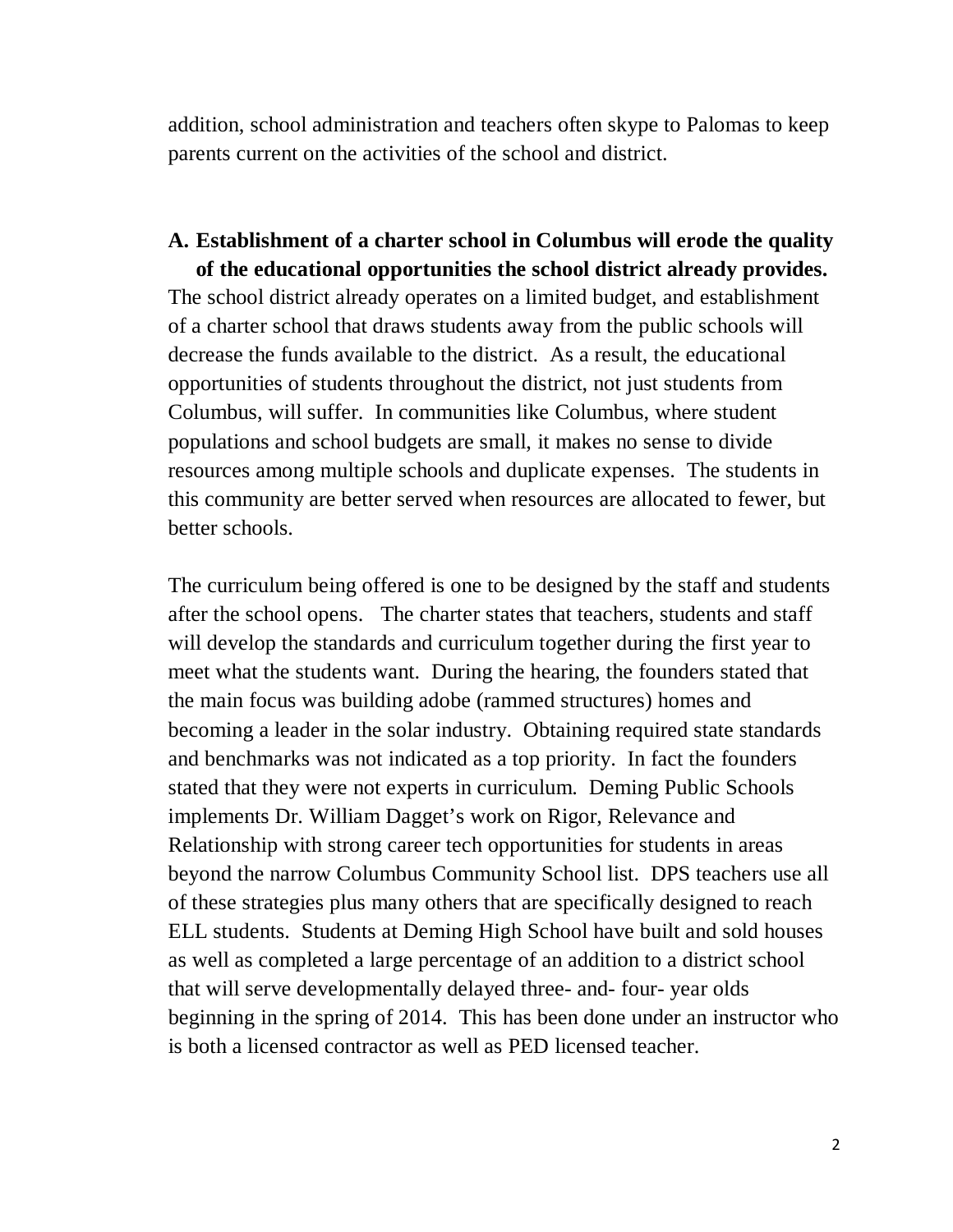addition, school administration and teachers often skype to Palomas to keep parents current on the activities of the school and district.

**A. Establishment of a charter school in Columbus will erode the quality of the educational opportunities the school district already provides.**

The school district already operates on a limited budget, and establishment of a charter school that draws students away from the public schools will decrease the funds available to the district. As a result, the educational opportunities of students throughout the district, not just students from Columbus, will suffer. In communities like Columbus, where student populations and school budgets are small, it makes no sense to divide resources among multiple schools and duplicate expenses. The students in this community are better served when resources are allocated to fewer, but better schools.

The curriculum being offered is one to be designed by the staff and students after the school opens. The charter states that teachers, students and staff will develop the standards and curriculum together during the first year to meet what the students want. During the hearing, the founders stated that the main focus was building adobe (rammed structures) homes and becoming a leader in the solar industry. Obtaining required state standards and benchmarks was not indicated as a top priority. In fact the founders stated that they were not experts in curriculum. Deming Public Schools implements Dr. William Dagget's work on Rigor, Relevance and Relationship with strong career tech opportunities for students in areas beyond the narrow Columbus Community School list. DPS teachers use all of these strategies plus many others that are specifically designed to reach ELL students. Students at Deming High School have built and sold houses as well as completed a large percentage of an addition to a district school that will serve developmentally delayed three- and- four- year olds beginning in the spring of 2014. This has been done under an instructor who is both a licensed contractor as well as PED licensed teacher.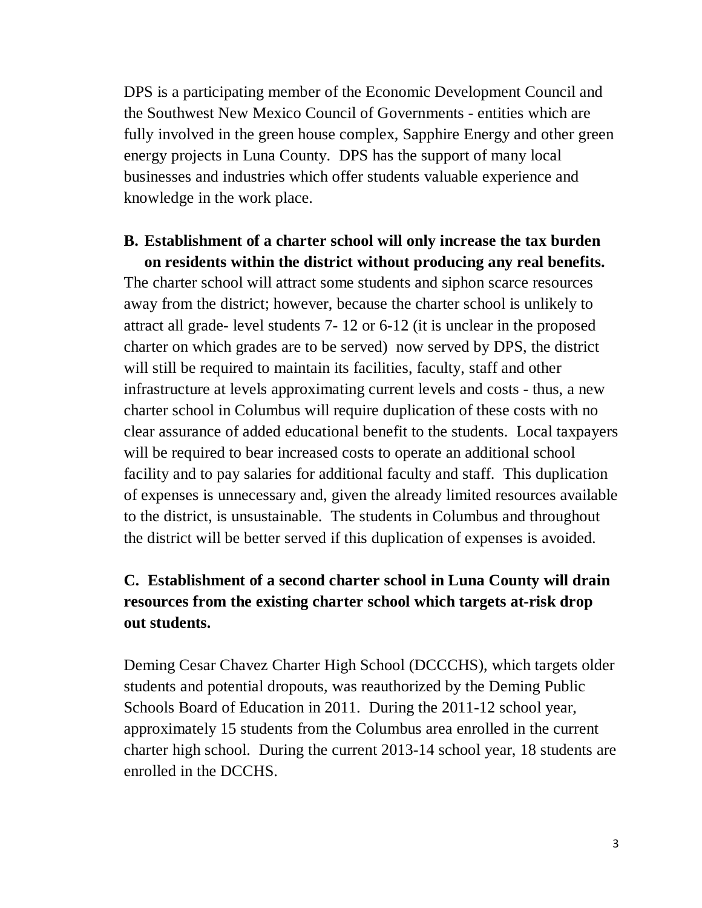DPS is a participating member of the Economic Development Council and the Southwest New Mexico Council of Governments - entities which are fully involved in the green house complex, Sapphire Energy and other green energy projects in Luna County. DPS has the support of many local businesses and industries which offer students valuable experience and knowledge in the work place.

**B. Establishment of a charter school will only increase the tax burden on residents within the district without producing any real benefits.**

The charter school will attract some students and siphon scarce resources away from the district; however, because the charter school is unlikely to attract all grade- level students 7- 12 or 6-12 (it is unclear in the proposed charter on which grades are to be served) now served by DPS, the district will still be required to maintain its facilities, faculty, staff and other infrastructure at levels approximating current levels and costs - thus, a new charter school in Columbus will require duplication of these costs with no clear assurance of added educational benefit to the students. Local taxpayers will be required to bear increased costs to operate an additional school facility and to pay salaries for additional faculty and staff. This duplication of expenses is unnecessary and, given the already limited resources available to the district, is unsustainable. The students in Columbus and throughout the district will be better served if this duplication of expenses is avoided.

**C. Establishment of a second charter school in Luna County will drain resources from the existing charter school which targets at-risk drop out students.**

Deming Cesar Chavez Charter High School (DCCCHS), which targets older students and potential dropouts, was reauthorized by the Deming Public Schools Board of Education in 2011. During the 2011-12 school year, approximately 15 students from the Columbus area enrolled in the current charter high school. During the current 2013-14 school year, 18 students are enrolled in the DCCHS.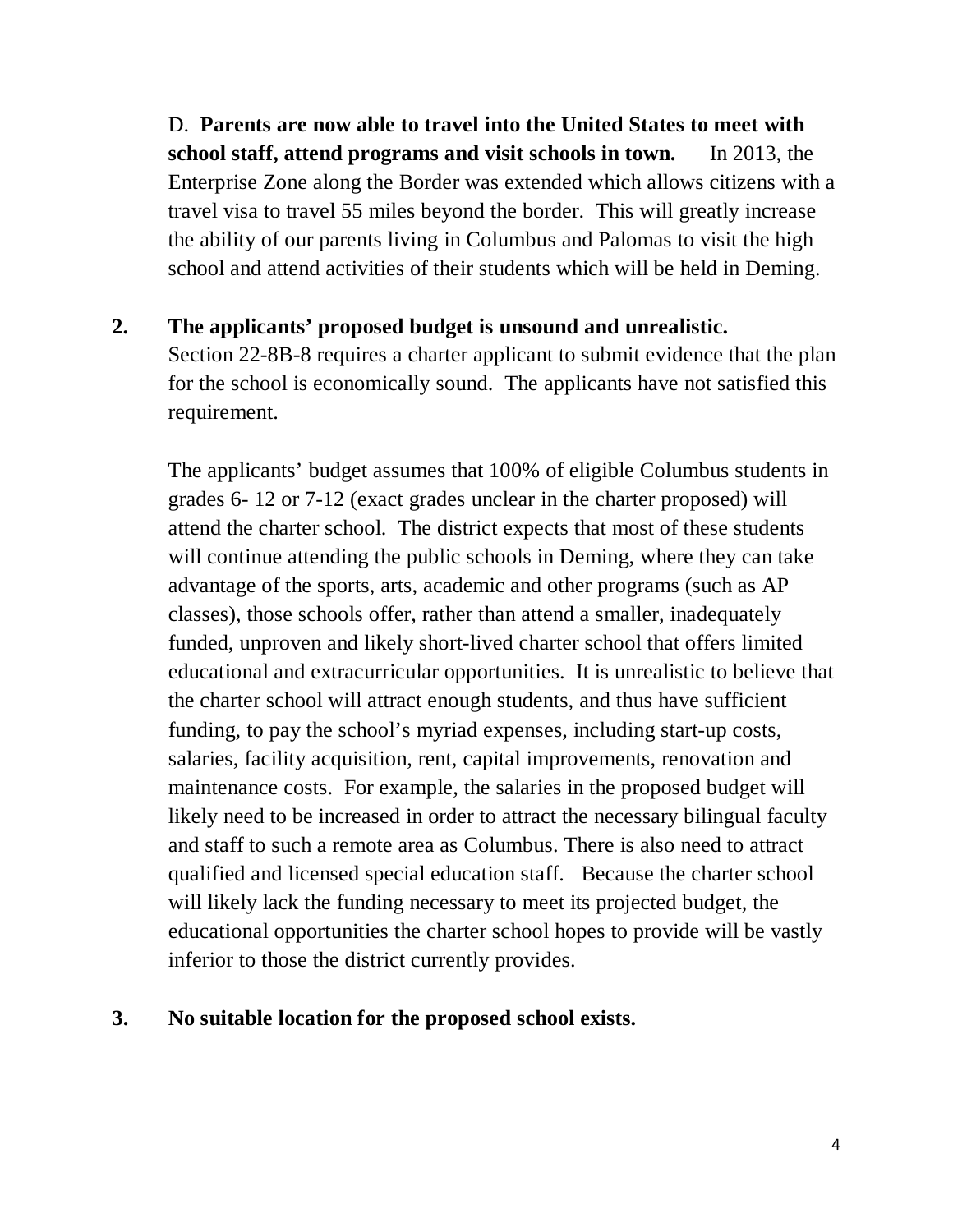D. **Parents are now able to travel into the United States to meet with school staff, attend programs and visit schools in town.** In 2013, the Enterprise Zone along the Border was extended which allows citizens with a travel visa to travel 55 miles beyond the border. This will greatly increase the ability of our parents living in Columbus and Palomas to visit the high school and attend activities of their students which will be held in Deming.

**2. The applicants' proposed budget is unsound and unrealistic.**

Section 22-8B-8 requires a charter applicant to submit evidence that the plan for the school is economically sound. The applicants have not satisfied this requirement.

The applicants' budget assumes that 100% of eligible Columbus students in grades 6- 12 or 7-12 (exact grades unclear in the charter proposed) will attend the charter school. The district expects that most of these students will continue attending the public schools in Deming, where they can take advantage of the sports, arts, academic and other programs (such as AP classes), those schools offer, rather than attend a smaller, inadequately funded, unproven and likely short-lived charter school that offers limited educational and extracurricular opportunities. It is unrealistic to believe that the charter school will attract enough students, and thus have sufficient funding, to pay the school's myriad expenses, including start-up costs, salaries, facility acquisition, rent, capital improvements, renovation and maintenance costs. For example, the salaries in the proposed budget will likely need to be increased in order to attract the necessary bilingual faculty and staff to such a remote area as Columbus. There is also need to attract qualified and licensed special education staff. Because the charter school will likely lack the funding necessary to meet its projected budget, the educational opportunities the charter school hopes to provide will be vastly inferior to those the district currently provides.

**3. No suitable location for the proposed school exists.**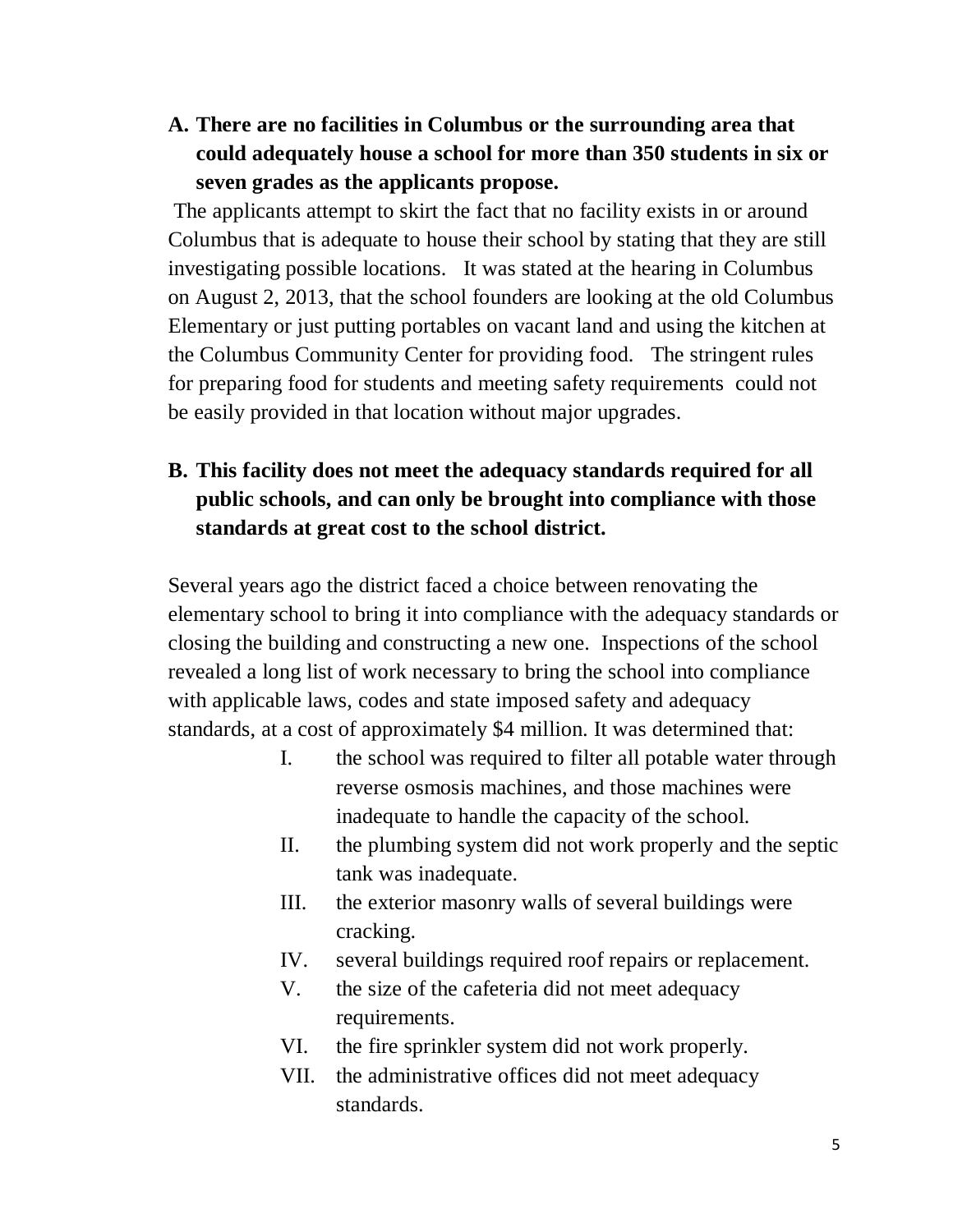**A. There are no facilities in Columbus or the surrounding area that could adequately house a school for more than 350 students in six or seven grades as the applicants propose.**

The applicants attempt to skirt the fact that no facility exists in or around Columbus that is adequate to house their school by stating that they are still investigating possible locations. It was stated at the hearing in Columbus on August 2, 2013, that the school founders are looking at the old Columbus Elementary or just putting portables on vacant land and using the kitchen at the Columbus Community Center for providing food. The stringent rules for preparing food for students and meeting safety requirements could not be easily provided in that location without major upgrades.

**B. This facility does not meet the adequacy standards required for all public schools, and can only be brought into compliance with those standards at great cost to the school district.**

Several years ago the district faced a choice between renovating the elementary school to bring it into compliance with the adequacy standards or closing the building and constructing a new one. Inspections of the school revealed a long list of work necessary to bring the school into compliance with applicable laws, codes and state imposed safety and adequacy standards, at a cost of approximately $4 million. It was determined that:

I. the school was required to filter all potable water through reverse osmosis machines, and those machines were inadequate to handle the capacity of the school.

II. the plumbing system did not work properly and the septic tank was inadequate.

III. the exterior masonry walls of several buildings were cracking.

IV. several buildings required roof repairs or replacement.

V. the size of the cafeteria did not meet adequacy requirements.

VI. the fire sprinkler system did not work properly.

VII. the administrative offices did not meet adequacy standards.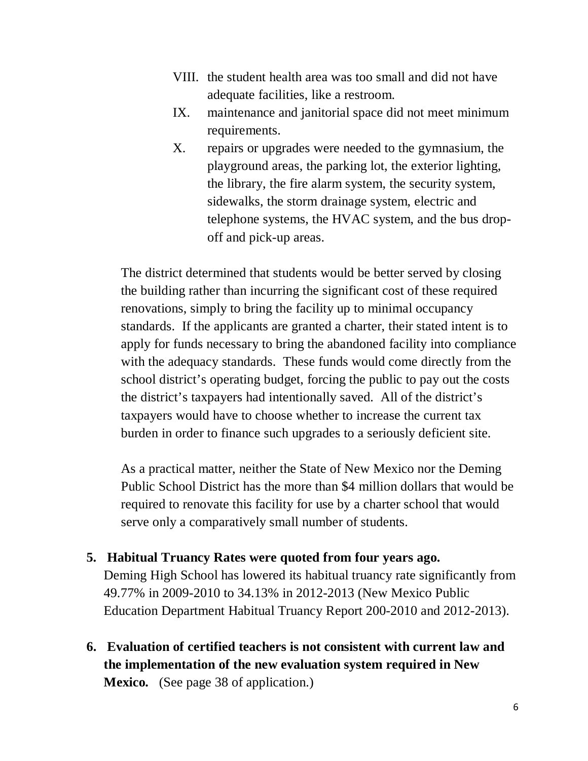VIII. the student health area was too small and did not have adequate facilities, like a restroom.

IX. maintenance and janitorial space did not meet minimum requirements.

X. repairs or upgrades were needed to the gymnasium, the playground areas, the parking lot, the exterior lighting, the library, the fire alarm system, the security system, sidewalks, the storm drainage system, electric and telephone systems, the HVAC system, and the bus drop-off and pick-up areas.

The district determined that students would be better served by closing the building rather than incurring the significant cost of these required renovations, simply to bring the facility up to minimal occupancy standards. If the applicants are granted a charter, their stated intent is to apply for funds necessary to bring the abandoned facility into compliance with the adequacy standards. These funds would come directly from the school district's operating budget, forcing the public to pay out the costs the district's taxpayers had intentionally saved. All of the district's taxpayers would have to choose whether to increase the current tax burden in order to finance such upgrades to a seriously deficient site.

As a practical matter, neither the State of New Mexico nor the Deming Public School District has the more than $4 million dollars that would be required to renovate this facility for use by a charter school that would serve only a comparatively small number of students.

**5. Habitual Truancy Rates were quoted from four years ago.**
Deming High School has lowered its habitual truancy rate significantly from 49.77% in 2009-2010 to 34.13% in 2012-2013 (New Mexico Public Education Department Habitual Truancy Report 200-2010 and 2012-2013).

**6. Evaluation of certified teachers is not consistent with current law and the implementation of the new evaluation system required in New Mexico.** (See page 38 of application.)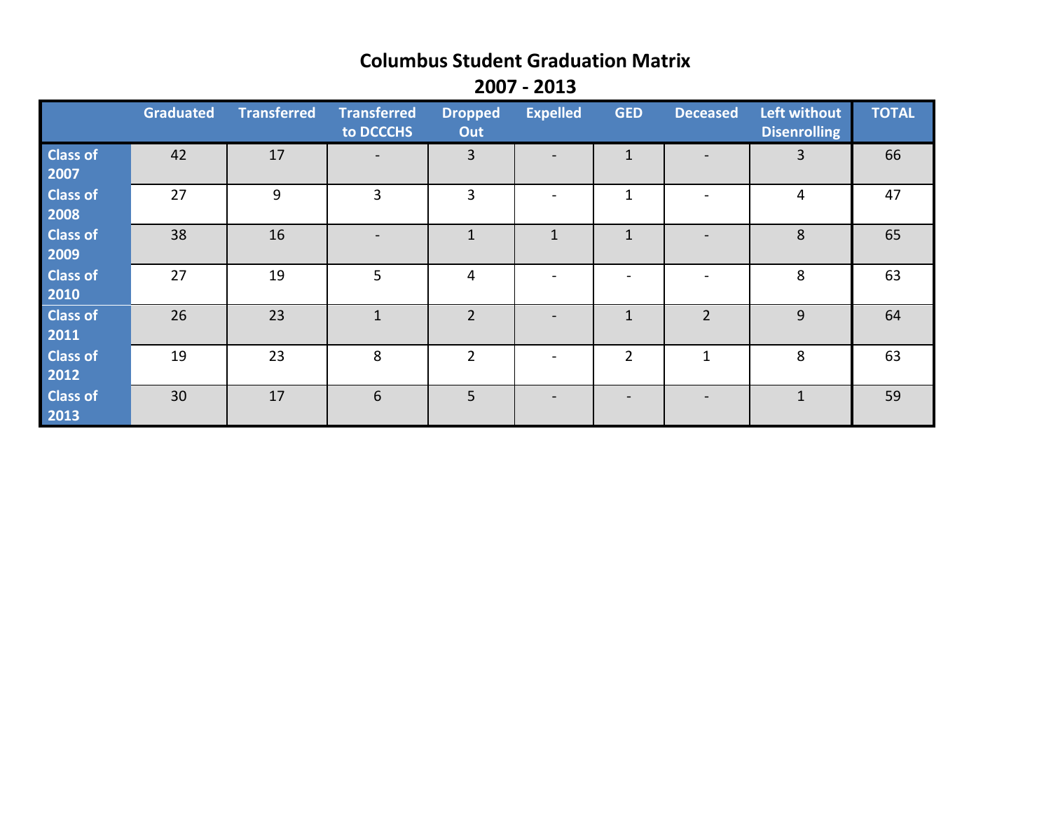# Columbus Student Graduation Matrix

## 2007 - 2013

| | Graduated | Transferred | Transferred to DCCCHS | Dropped Out | Expelled | GED | Deceased | Left without Disenrolling | TOTAL |
|---|---|---|---|---|---|---|---|---|---|
| Class of 2007 | 42 | 17 | - | 3 | - | 1 | - | 3 | 66 |
| Class of 2008 | 27 | 9 | 3 | 3 | - | 1 | - | 4 | 47 |
| Class of 2009 | 38 | 16 | - | 1 | 1 | 1 | - | 8 | 65 |
| Class of 2010 | 27 | 19 | 5 | 4 | - | - | - | 8 | 63 |
| Class of 2011 | 26 | 23 | 1 | 2 | - | 1 | 2 | 9 | 64 |
| Class of 2012 | 19 | 23 | 8 | 2 | - | 2 | 1 | 8 | 63 |
| Class of 2013 | 30 | 17 | 6 | 5 | - | - | - | 1 | 59 |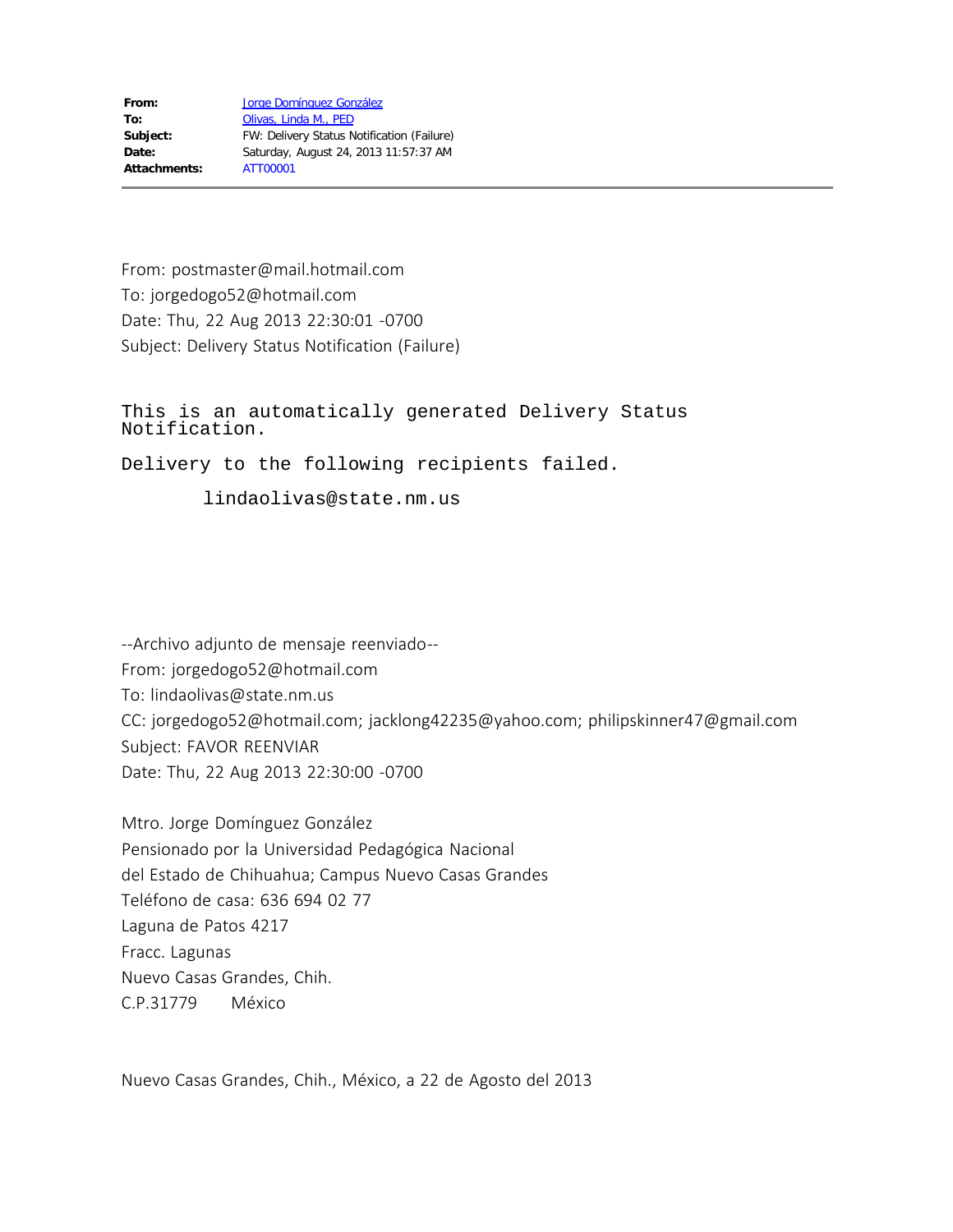**From:** Jorge Domínguez González
**To:** Olivas, Linda M., PED
**Subject:** FW: Delivery Status Notification (Failure)
**Date:** Saturday, August 24, 2013 11:57:37 AM
**Attachments:** ATT00001

---

From: postmaster@mail.hotmail.com
To: jorgedogo52@hotmail.com
Date: Thu, 22 Aug 2013 22:30:01 -0700
Subject: Delivery Status Notification (Failure)

```
This is an automatically generated Delivery Status
Notification.

Delivery to the following recipients failed.

       lindaolivas@state.nm.us
```

--Archivo adjunto de mensaje reenviado--
From: jorgedogo52@hotmail.com
To: lindaolivas@state.nm.us
CC: jorgedogo52@hotmail.com; jacklong42235@yahoo.com; philipskinner47@gmail.com
Subject: FAVOR REENVIAR
Date: Thu, 22 Aug 2013 22:30:00 -0700

Mtro. Jorge Domínguez González
Pensionado por la Universidad Pedagógica Nacional
del Estado de Chihuahua; Campus Nuevo Casas Grandes
Teléfono de casa: 636 694 02 77
Laguna de Patos 4217
Fracc. Lagunas
Nuevo Casas Grandes, Chih.
C.P.31779 México

Nuevo Casas Grandes, Chih., México, a 22 de Agosto del 2013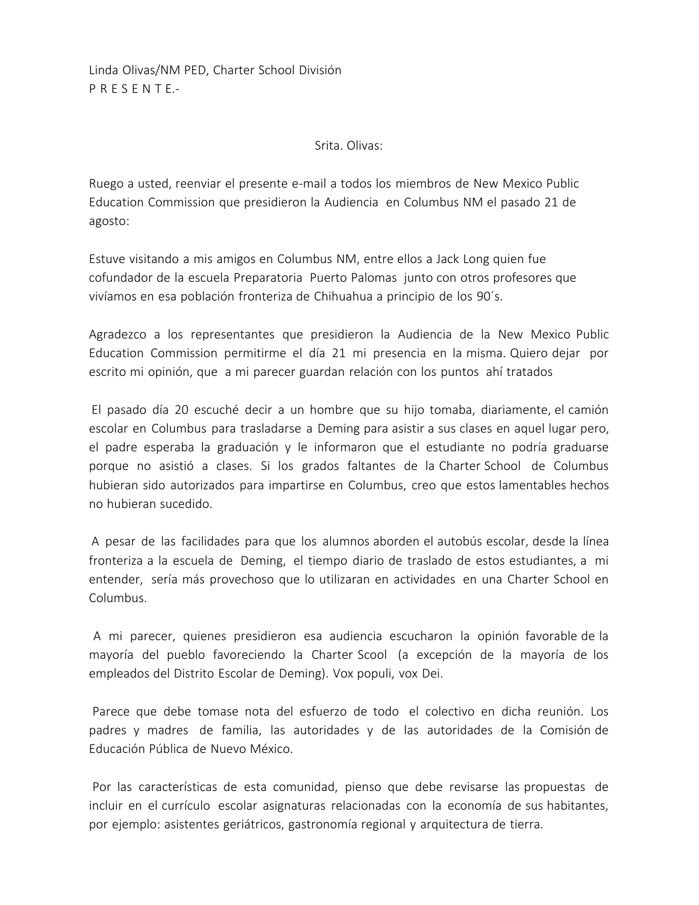Linda Olivas/NM PED, Charter School División
P R E S E N T E.-

Srita. Olivas:

Ruego a usted, reenviar el presente e-mail a todos los miembros de New Mexico Public Education Commission que presidieron la Audiencia en Columbus NM el pasado 21 de agosto:

Estuve visitando a mis amigos en Columbus NM, entre ellos a Jack Long quien fue cofundador de la escuela Preparatoria Puerto Palomas junto con otros profesores que vivíamos en esa población fronteriza de Chihuahua a principio de los 90´s.

Agradezco a los representantes que presidieron la Audiencia de la New Mexico Public Education Commission permitirme el día 21 mi presencia en la misma. Quiero dejar por escrito mi opinión, que a mi parecer guardan relación con los puntos ahí tratados

El pasado día 20 escuché decir a un hombre que su hijo tomaba, diariamente, el camión escolar en Columbus para trasladarse a Deming para asistir a sus clases en aquel lugar pero, el padre esperaba la graduación y le informaron que el estudiante no podría graduarse porque no asistió a clases. Si los grados faltantes de la Charter School de Columbus hubieran sido autorizados para impartirse en Columbus, creo que estos lamentables hechos no hubieran sucedido.

A pesar de las facilidades para que los alumnos aborden el autobús escolar, desde la línea fronteriza a la escuela de Deming, el tiempo diario de traslado de estos estudiantes, a mi entender, sería más provechoso que lo utilizaran en actividades en una Charter School en Columbus.

A mi parecer, quienes presidieron esa audiencia escucharon la opinión favorable de la mayoría del pueblo favoreciendo la Charter Scool (a excepción de la mayoría de los empleados del Distrito Escolar de Deming). Vox populi, vox Dei.

Parece que debe tomase nota del esfuerzo de todo el colectivo en dicha reunión. Los padres y madres de familia, las autoridades y de las autoridades de la Comisión de Educación Pública de Nuevo México.

Por las características de esta comunidad, pienso que debe revisarse las propuestas de incluir en el currículo escolar asignaturas relacionadas con la economía de sus habitantes, por ejemplo: asistentes geriátricos, gastronomía regional y arquitectura de tierra.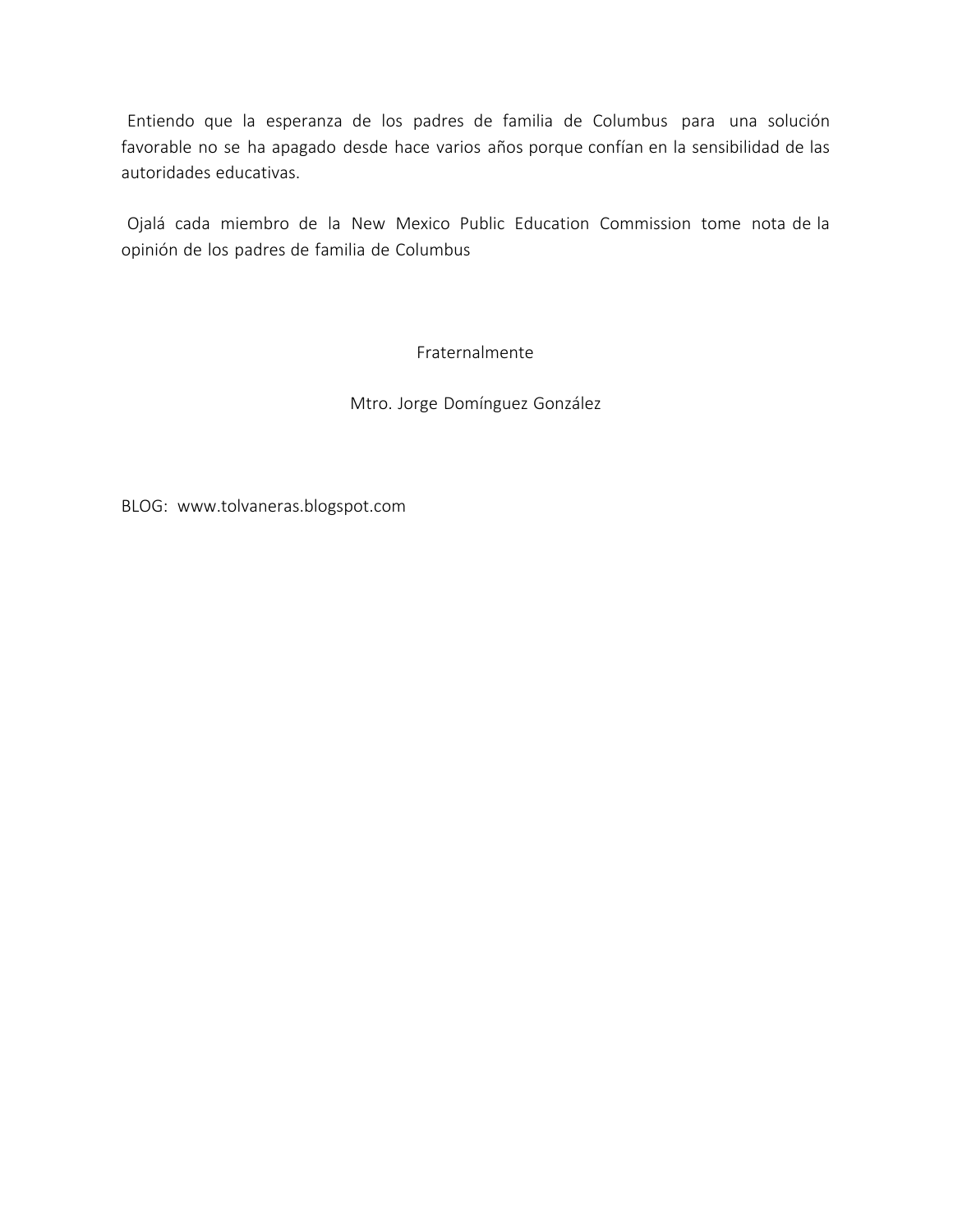Entiendo que la esperanza de los padres de familia de Columbus para una solución favorable no se ha apagado desde hace varios años porque confían en la sensibilidad de las autoridades educativas.

Ojalá cada miembro de la New Mexico Public Education Commission tome nota de la opinión de los padres de familia de Columbus

Fraternalmente

Mtro. Jorge Domínguez González

BLOG: www.tolvaneras.blogspot.com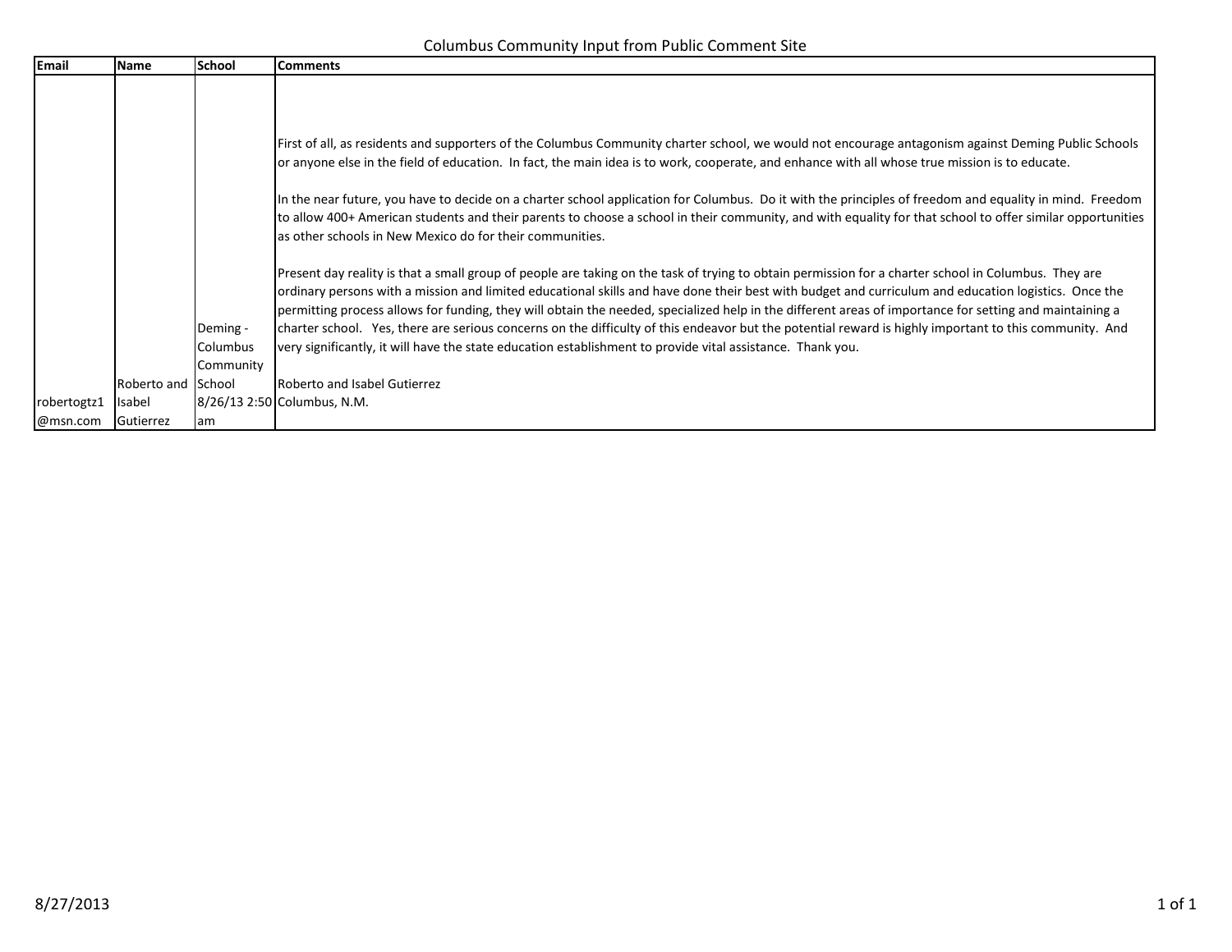Columbus Community Input from Public Comment Site

| Email | Name | School | Comments |
|---|---|---|---|
| robertogtz1@msn.com | Roberto and Isabel Gutierrez | Deming - Columbus Community School 8/26/13 2:50 am | First of all, as residents and supporters of the Columbus Community charter school, we would not encourage antagonism against Deming Public Schools or anyone else in the field of education. In fact, the main idea is to work, cooperate, and enhance with all whose true mission is to educate.<br><br>In the near future, you have to decide on a charter school application for Columbus. Do it with the principles of freedom and equality in mind. Freedom to allow 400+ American students and their parents to choose a school in their community, and with equality for that school to offer similar opportunities as other schools in New Mexico do for their communities.<br><br>Present day reality is that a small group of people are taking on the task of trying to obtain permission for a charter school in Columbus. They are ordinary persons with a mission and limited educational skills and have done their best with budget and curriculum and education logistics. Once the permitting process allows for funding, they will obtain the needed, specialized help in the different areas of importance for setting and maintaining a charter school. Yes, there are serious concerns on the difficulty of this endeavor but the potential reward is highly important to this community. And very significantly, it will have the state education establishment to provide vital assistance. Thank you.<br><br>Roberto and Isabel Gutierrez<br>Columbus, N.M. |

8/27/2013